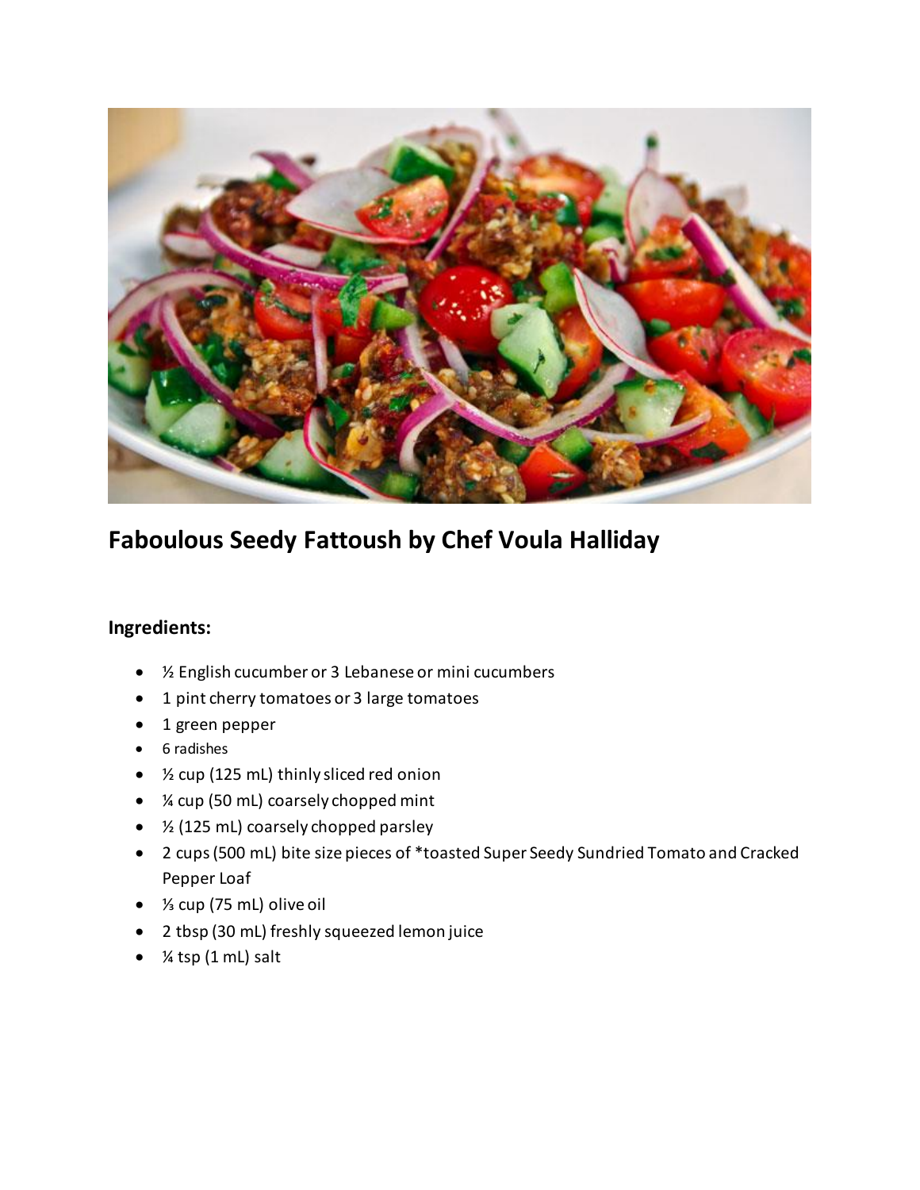# Faboulous Seedy Fattoush by Chef Voula Halliday

## Ingredients:

- ½ English cucumber or 3 Lebanese or mini cucumbers
- 1 pint cherry tomatoes or 3 large tomatoes
- 1 green pepper
- 6 radishes
- ½ cup (125 mL) thinly sliced red onion
- ¼ cup (50 mL) coarsely chopped mint
- ½ (125 mL) coarsely chopped parsley
- 2 cups (500 mL) bite size pieces of *toasted Super Seedy Sundried Tomato and Cracked Pepper Loaf
- ⅓ cup (75 mL) olive oil
- 2 tbsp (30 mL) freshly squeezed lemon juice
- ¼ tsp (1 mL) salt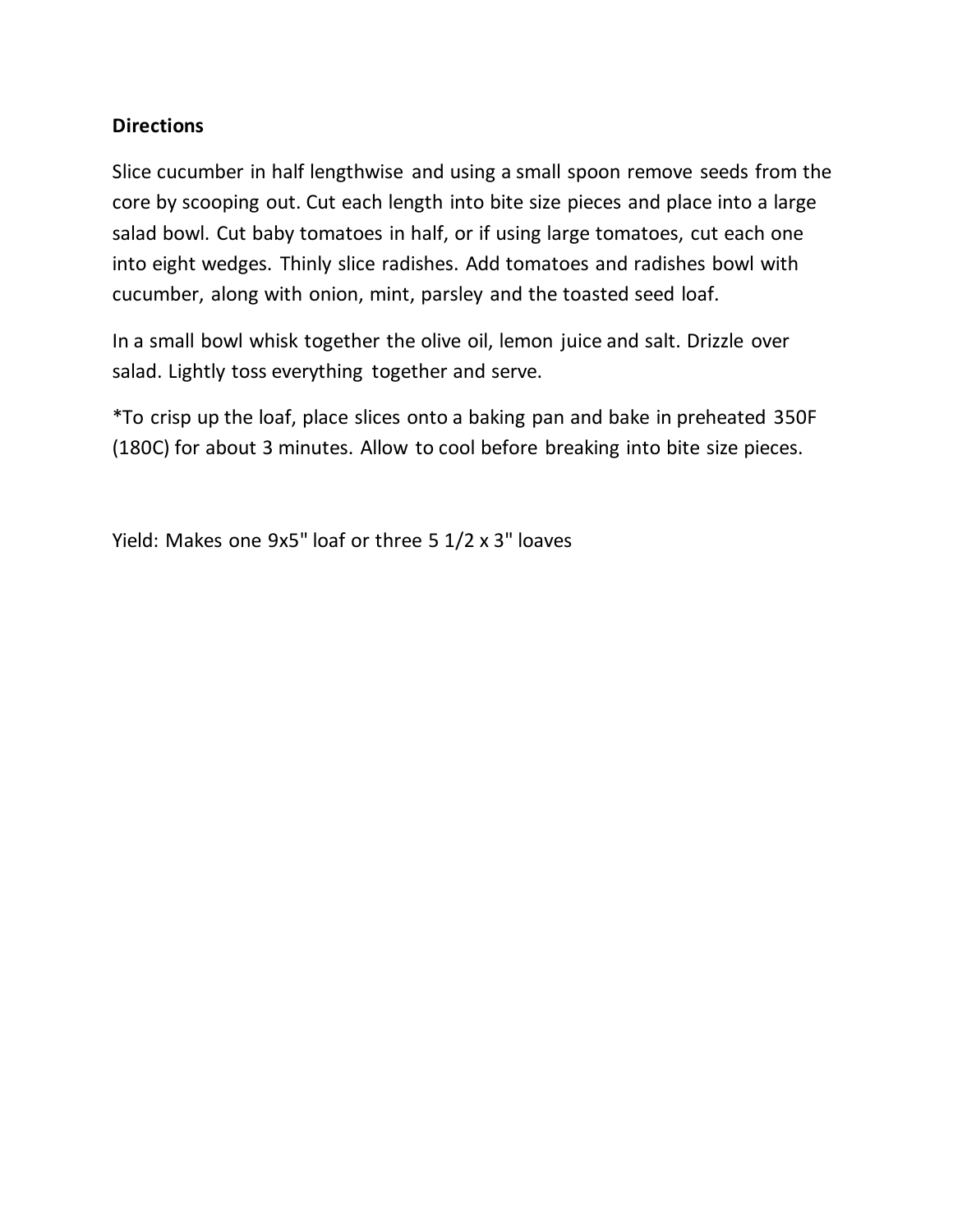**Directions**

Slice cucumber in half lengthwise and using a small spoon remove seeds from the core by scooping out. Cut each length into bite size pieces and place into a large salad bowl. Cut baby tomatoes in half, or if using large tomatoes, cut each one into eight wedges. Thinly slice radishes. Add tomatoes and radishes bowl with cucumber, along with onion, mint, parsley and the toasted seed loaf.

In a small bowl whisk together the olive oil, lemon juice and salt. Drizzle over salad. Lightly toss everything together and serve.

*To crisp up the loaf, place slices onto a baking pan and bake in preheated 350F (180C) for about 3 minutes. Allow to cool before breaking into bite size pieces.

Yield: Makes one 9x5" loaf or three 5 1/2 x 3" loaves